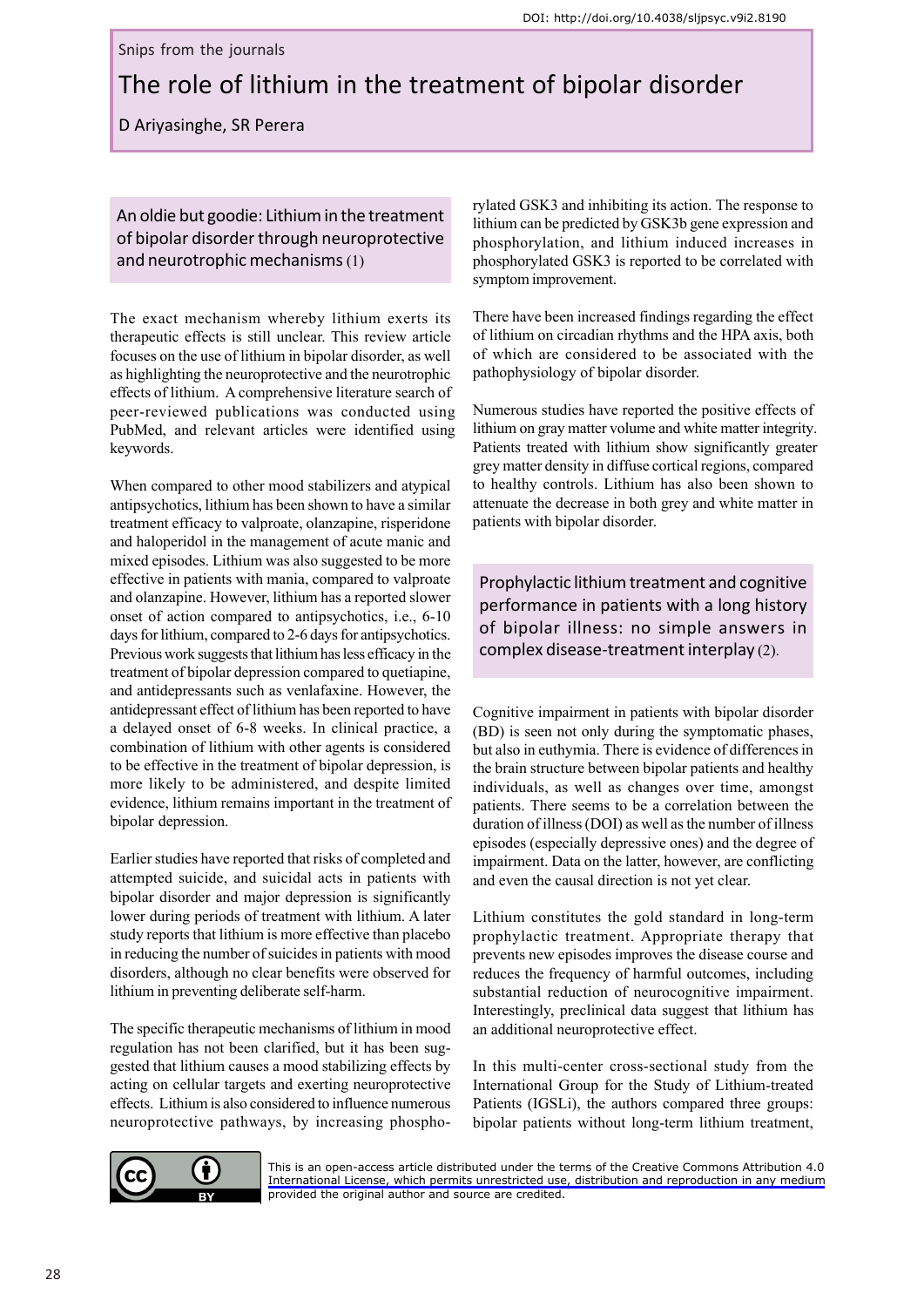Snips from the journals

# The role of lithium in the treatment of bipolar disorder

D Ariyasinghe, SR Perera

## An oldie but goodie: Lithium in the treatment of bipolar disorder through neuroprotective and neurotrophic mechanisms (1)

The exact mechanism whereby lithium exerts its therapeutic effects is still unclear. This review article focuses on the use of lithium in bipolar disorder, as well as highlighting the neuroprotective and the neurotrophic effects of lithium. A comprehensive literature search of peer-reviewed publications was conducted using PubMed, and relevant articles were identified using keywords.

When compared to other mood stabilizers and atypical antipsychotics, lithium has been shown to have a similar treatment efficacy to valproate, olanzapine, risperidone and haloperidol in the management of acute manic and mixed episodes. Lithium was also suggested to be more effective in patients with mania, compared to valproate and olanzapine. However, lithium has a reported slower onset of action compared to antipsychotics, i.e., 6-10 days for lithium, compared to 2-6 days for antipsychotics. Previous work suggests that lithium has less efficacy in the treatment of bipolar depression compared to quetiapine, and antidepressants such as venlafaxine. However, the antidepressant effect of lithium has been reported to have a delayed onset of 6-8 weeks. In clinical practice, a combination of lithium with other agents is considered to be effective in the treatment of bipolar depression, is more likely to be administered, and despite limited evidence, lithium remains important in the treatment of bipolar depression.

Earlier studies have reported that risks of completed and attempted suicide, and suicidal acts in patients with bipolar disorder and major depression is significantly lower during periods of treatment with lithium. A later study reports that lithium is more effective than placebo in reducing the number of suicides in patients with mood disorders, although no clear benefits were observed for lithium in preventing deliberate self-harm.

The specific therapeutic mechanisms of lithium in mood regulation has not been clarified, but it has been suggested that lithium causes a mood stabilizing effects by acting on cellular targets and exerting neuroprotective effects. Lithium is also considered to influence numerous neuroprotective pathways, by increasing phosphorylated GSK3 and inhibiting its action. The response to lithium can be predicted by GSK3b gene expression and phosphorylation, and lithium induced increases in phosphorylated GSK3 is reported to be correlated with symptom improvement.

There have been increased findings regarding the effect of lithium on circadian rhythms and the HPA axis, both of which are considered to be associated with the pathophysiology of bipolar disorder.

Numerous studies have reported the positive effects of lithium on gray matter volume and white matter integrity. Patients treated with lithium show significantly greater grey matter density in diffuse cortical regions, compared to healthy controls. Lithium has also been shown to attenuate the decrease in both grey and white matter in patients with bipolar disorder.

## Prophylactic lithium treatment and cognitive performance in patients with a long history of bipolar illness: no simple answers in complex disease-treatment interplay (2).

Cognitive impairment in patients with bipolar disorder (BD) is seen not only during the symptomatic phases, but also in euthymia. There is evidence of differences in the brain structure between bipolar patients and healthy individuals, as well as changes over time, amongst patients. There seems to be a correlation between the duration of illness (DOI) as well as the number of illness episodes (especially depressive ones) and the degree of impairment. Data on the latter, however, are conflicting and even the causal direction is not yet clear.

Lithium constitutes the gold standard in long-term prophylactic treatment. Appropriate therapy that prevents new episodes improves the disease course and reduces the frequency of harmful outcomes, including substantial reduction of neurocognitive impairment. Interestingly, preclinical data suggest that lithium has an additional neuroprotective effect.

In this multi-center cross-sectional study from the International Group for the Study of Lithium-treated Patients (IGSLi), the authors compared three groups: bipolar patients without long-term lithium treatment,

This is an open-access article distributed under the terms of the Creative Commons Attribution 4.0 International License, which permits unrestricted use, distribution and reproduction in any medium provided the original author and source are credited.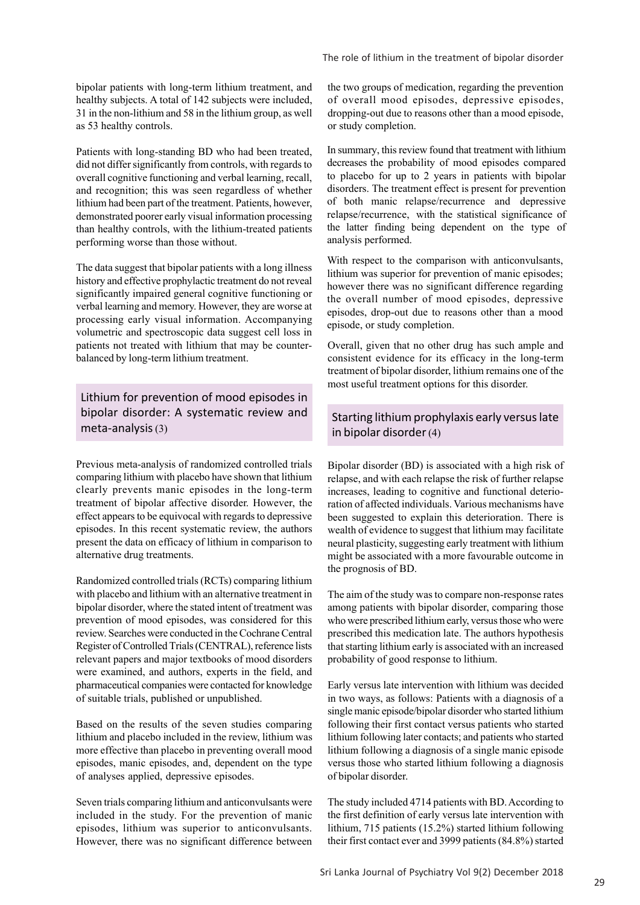bipolar patients with long-term lithium treatment, and healthy subjects. A total of 142 subjects were included, 31 in the non-lithium and 58 in the lithium group, as well as 53 healthy controls.

Patients with long-standing BD who had been treated, did not differ significantly from controls, with regards to overall cognitive functioning and verbal learning, recall, and recognition; this was seen regardless of whether lithium had been part of the treatment. Patients, however, demonstrated poorer early visual information processing than healthy controls, with the lithium-treated patients performing worse than those without.

The data suggest that bipolar patients with a long illness history and effective prophylactic treatment do not reveal significantly impaired general cognitive functioning or verbal learning and memory. However, they are worse at processing early visual information. Accompanying volumetric and spectroscopic data suggest cell loss in patients not treated with lithium that may be counter-balanced by long-term lithium treatment.

## Lithium for prevention of mood episodes in bipolar disorder: A systematic review and meta-analysis (3)

Previous meta-analysis of randomized controlled trials comparing lithium with placebo have shown that lithium clearly prevents manic episodes in the long-term treatment of bipolar affective disorder. However, the effect appears to be equivocal with regards to depressive episodes. In this recent systematic review, the authors present the data on efficacy of lithium in comparison to alternative drug treatments.

Randomized controlled trials (RCTs) comparing lithium with placebo and lithium with an alternative treatment in bipolar disorder, where the stated intent of treatment was prevention of mood episodes, was considered for this review. Searches were conducted in the Cochrane Central Register of Controlled Trials (CENTRAL), reference lists relevant papers and major textbooks of mood disorders were examined, and authors, experts in the field, and pharmaceutical companies were contacted for knowledge of suitable trials, published or unpublished.

Based on the results of the seven studies comparing lithium and placebo included in the review, lithium was more effective than placebo in preventing overall mood episodes, manic episodes, and, dependent on the type of analyses applied, depressive episodes.

Seven trials comparing lithium and anticonvulsants were included in the study. For the prevention of manic episodes, lithium was superior to anticonvulsants. However, there was no significant difference between the two groups of medication, regarding the prevention of overall mood episodes, depressive episodes, dropping-out due to reasons other than a mood episode, or study completion.

In summary, this review found that treatment with lithium decreases the probability of mood episodes compared to placebo for up to 2 years in patients with bipolar disorders. The treatment effect is present for prevention of both manic relapse/recurrence and depressive relapse/recurrence, with the statistical significance of the latter finding being dependent on the type of analysis performed.

With respect to the comparison with anticonvulsants, lithium was superior for prevention of manic episodes; however there was no significant difference regarding the overall number of mood episodes, depressive episodes, drop-out due to reasons other than a mood episode, or study completion.

Overall, given that no other drug has such ample and consistent evidence for its efficacy in the long-term treatment of bipolar disorder, lithium remains one of the most useful treatment options for this disorder.

## Starting lithium prophylaxis early versus late in bipolar disorder (4)

Bipolar disorder (BD) is associated with a high risk of relapse, and with each relapse the risk of further relapse increases, leading to cognitive and functional deterioration of affected individuals. Various mechanisms have been suggested to explain this deterioration. There is wealth of evidence to suggest that lithium may facilitate neural plasticity, suggesting early treatment with lithium might be associated with a more favourable outcome in the prognosis of BD.

The aim of the study was to compare non-response rates among patients with bipolar disorder, comparing those who were prescribed lithium early, versus those who were prescribed this medication late. The authors hypothesis that starting lithium early is associated with an increased probability of good response to lithium.

Early versus late intervention with lithium was decided in two ways, as follows: Patients with a diagnosis of a single manic episode/bipolar disorder who started lithium following their first contact versus patients who started lithium following later contacts; and patients who started lithium following a diagnosis of a single manic episode versus those who started lithium following a diagnosis of bipolar disorder.

The study included 4714 patients with BD. According to the first definition of early versus late intervention with lithium, 715 patients (15.2%) started lithium following their first contact ever and 3999 patients (84.8%) started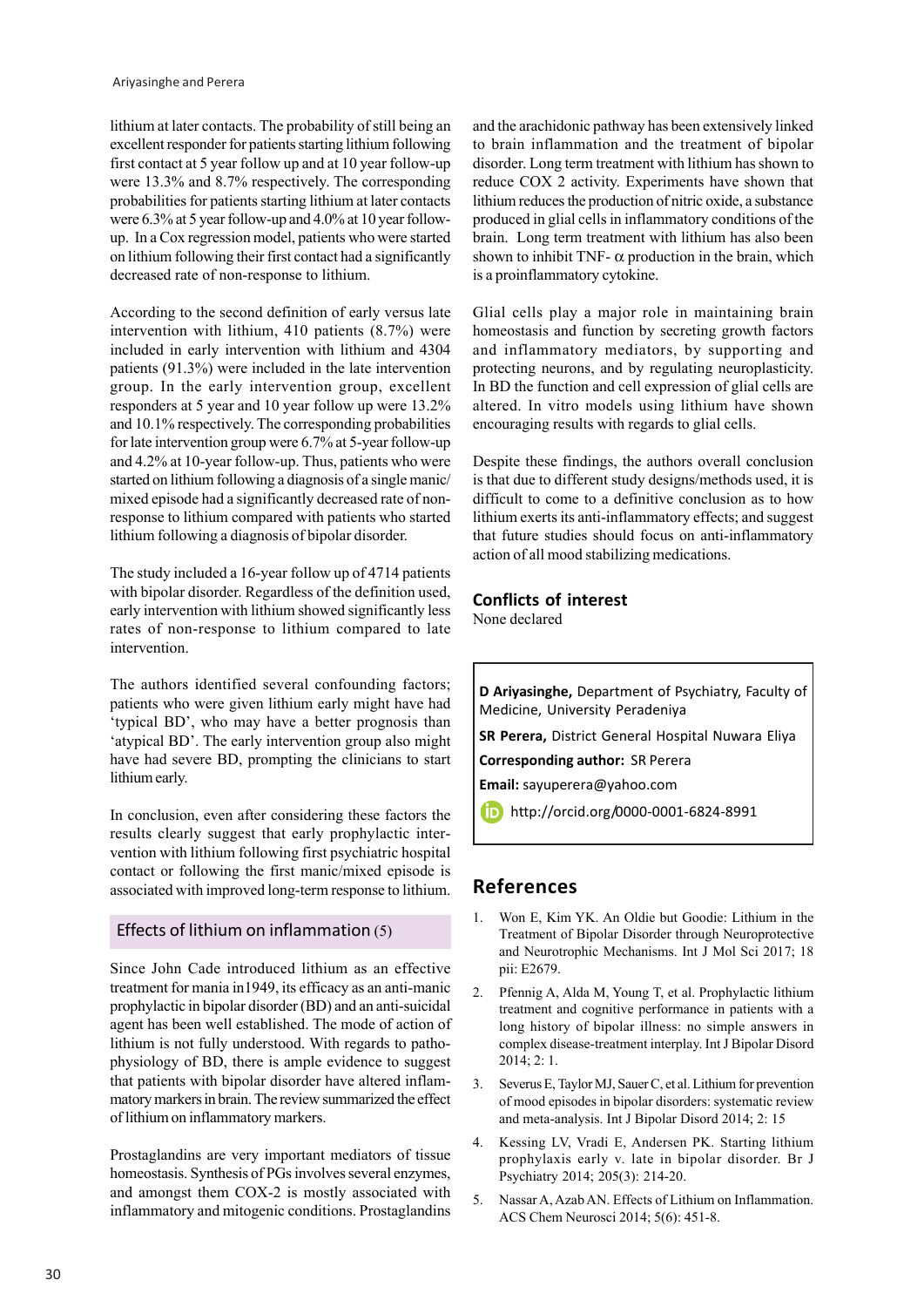lithium at later contacts. The probability of still being an excellent responder for patients starting lithium following first contact at 5 year follow up and at 10 year follow-up were 13.3% and 8.7% respectively. The corresponding probabilities for patients starting lithium at later contacts were 6.3% at 5 year follow-up and 4.0% at 10 year follow-up. In a Cox regression model, patients who were started on lithium following their first contact had a significantly decreased rate of non-response to lithium.

According to the second definition of early versus late intervention with lithium, 410 patients (8.7%) were included in early intervention with lithium and 4304 patients (91.3%) were included in the late intervention group. In the early intervention group, excellent responders at 5 year and 10 year follow up were 13.2% and 10.1% respectively. The corresponding probabilities for late intervention group were 6.7% at 5-year follow-up and 4.2% at 10-year follow-up. Thus, patients who were started on lithium following a diagnosis of a single manic/mixed episode had a significantly decreased rate of non-response to lithium compared with patients who started lithium following a diagnosis of bipolar disorder.

The study included a 16-year follow up of 4714 patients with bipolar disorder. Regardless of the definition used, early intervention with lithium showed significantly less rates of non-response to lithium compared to late intervention.

The authors identified several confounding factors; patients who were given lithium early might have had 'typical BD', who may have a better prognosis than 'atypical BD'. The early intervention group also might have had severe BD, prompting the clinicians to start lithium early.

In conclusion, even after considering these factors the results clearly suggest that early prophylactic intervention with lithium following first psychiatric hospital contact or following the first manic/mixed episode is associated with improved long-term response to lithium.

## Effects of lithium on inflammation (5)

Since John Cade introduced lithium as an effective treatment for mania in1949, its efficacy as an anti-manic prophylactic in bipolar disorder (BD) and an anti-suicidal agent has been well established. The mode of action of lithium is not fully understood. With regards to pathophysiology of BD, there is ample evidence to suggest that patients with bipolar disorder have altered inflammatory markers in brain. The review summarized the effect of lithium on inflammatory markers.

Prostaglandins are very important mediators of tissue homeostasis. Synthesis of PGs involves several enzymes, and amongst them COX-2 is mostly associated with inflammatory and mitogenic conditions. Prostaglandins and the arachidonic pathway has been extensively linked to brain inflammation and the treatment of bipolar disorder. Long term treatment with lithium has shown to reduce COX 2 activity. Experiments have shown that lithium reduces the production of nitric oxide, a substance produced in glial cells in inflammatory conditions of the brain. Long term treatment with lithium has also been shown to inhibit TNF- $\alpha$ production in the brain, which is a proinflammatory cytokine.

Glial cells play a major role in maintaining brain homeostasis and function by secreting growth factors and inflammatory mediators, by supporting and protecting neurons, and by regulating neuroplasticity. In BD the function and cell expression of glial cells are altered. In vitro models using lithium have shown encouraging results with regards to glial cells.

Despite these findings, the authors overall conclusion is that due to different study designs/methods used, it is difficult to come to a definitive conclusion as to how lithium exerts its anti-inflammatory effects; and suggest that future studies should focus on anti-inflammatory action of all mood stabilizing medications.

## Conflicts of interest

None declared

**D Ariyasinghe,** Department of Psychiatry, Faculty of Medicine, University Peradeniya

**SR Perera,** District General Hospital Nuwara Eliya

**Corresponding author:** SR Perera

**Email:** sayuperera@yahoo.com

http://orcid.org/0000-0001-6824-8991

## References

1. Won E, Kim YK. An Oldie but Goodie: Lithium in the Treatment of Bipolar Disorder through Neuroprotective and Neurotrophic Mechanisms. Int J Mol Sci 2017; 18 pii: E2679.
2. Pfennig A, Alda M, Young T, et al. Prophylactic lithium treatment and cognitive performance in patients with a long history of bipolar illness: no simple answers in complex disease-treatment interplay. Int J Bipolar Disord 2014; 2: 1.
3. Severus E, Taylor MJ, Sauer C, et al. Lithium for prevention of mood episodes in bipolar disorders: systematic review and meta-analysis. Int J Bipolar Disord 2014; 2: 15
4. Kessing LV, Vradi E, Andersen PK. Starting lithium prophylaxis early v. late in bipolar disorder. Br J Psychiatry 2014; 205(3): 214-20.
5. Nassar A, Azab AN. Effects of Lithium on Inflammation. ACS Chem Neurosci 2014; 5(6): 451-8.